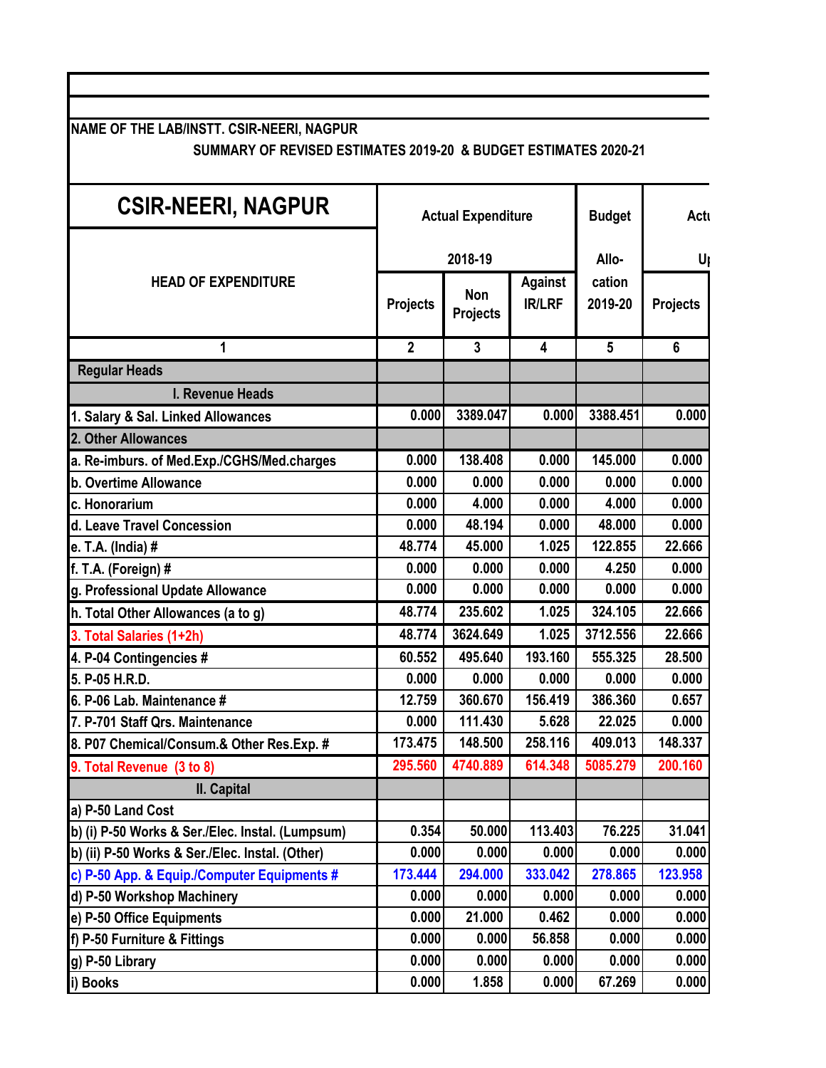NAME OF THE LAB/INSTT. CSIR-NEERI, NAGPUR

SUMMARY OF REVISED ESTIMATES 2019-20 & BUDGET ESTIMATES 2020-21

| CSIR-NEERI, NAGPUR | Actual Expenditure 2018-19 | | | Budget Allo-cation 2019-20 | Actu Up |
|---|---|---|---|---|---|
| HEAD OF EXPENDITURE | Projects | Non Projects | Against IR/LRF | | Projects |
| 1 | 2 | 3 | 4 | 5 | 6 |
| **Regular Heads** | | | | | |
| **I. Revenue Heads** | | | | | |
| 1. Salary & Sal. Linked Allowances | 0.000 | 3389.047 | 0.000 | 3388.451 | 0.000 |
| 2. Other Allowances | | | | | |
| a. Re-imburs. of Med.Exp./CGHS/Med.charges | 0.000 | 138.408 | 0.000 | 145.000 | 0.000 |
| b. Overtime Allowance | 0.000 | 0.000 | 0.000 | 0.000 | 0.000 |
| c. Honorarium | 0.000 | 4.000 | 0.000 | 4.000 | 0.000 |
| d. Leave Travel Concession | 0.000 | 48.194 | 0.000 | 48.000 | 0.000 |
| e. T.A. (India) # | 48.774 | 45.000 | 1.025 | 122.855 | 22.666 |
| f. T.A. (Foreign) # | 0.000 | 0.000 | 0.000 | 4.250 | 0.000 |
| g. Professional Update Allowance | 0.000 | 0.000 | 0.000 | 0.000 | 0.000 |
| h. Total Other Allowances (a to g) | 48.774 | 235.602 | 1.025 | 324.105 | 22.666 |
| 3. Total Salaries (1+2h) | 48.774 | 3624.649 | 1.025 | 3712.556 | 22.666 |
| 4. P-04 Contingencies # | 60.552 | 495.640 | 193.160 | 555.325 | 28.500 |
| 5. P-05 H.R.D. | 0.000 | 0.000 | 0.000 | 0.000 | 0.000 |
| 6. P-06 Lab. Maintenance # | 12.759 | 360.670 | 156.419 | 386.360 | 0.657 |
| 7. P-701 Staff Qrs. Maintenance | 0.000 | 111.430 | 5.628 | 22.025 | 0.000 |
| 8. P07 Chemical/Consum.& Other Res.Exp. # | 173.475 | 148.500 | 258.116 | 409.013 | 148.337 |
| 9. Total Revenue (3 to 8) | 295.560 | 4740.889 | 614.348 | 5085.279 | 200.160 |
| **II. Capital** | | | | | |
| a) P-50 Land Cost | | | | | |
| b) (i) P-50 Works & Ser./Elec. Instal. (Lumpsum) | 0.354 | 50.000 | 113.403 | 76.225 | 31.041 |
| b) (ii) P-50 Works & Ser./Elec. Instal. (Other) | 0.000 | 0.000 | 0.000 | 0.000 | 0.000 |
| c) P-50 App. & Equip./Computer Equipments # | 173.444 | 294.000 | 333.042 | 278.865 | 123.958 |
| d) P-50 Workshop Machinery | 0.000 | 0.000 | 0.000 | 0.000 | 0.000 |
| e) P-50 Office Equipments | 0.000 | 21.000 | 0.462 | 0.000 | 0.000 |
| f) P-50 Furniture & Fittings | 0.000 | 0.000 | 56.858 | 0.000 | 0.000 |
| g) P-50 Library | 0.000 | 0.000 | 0.000 | 0.000 | 0.000 |
| i) Books | 0.000 | 1.858 | 0.000 | 67.269 | 0.000 |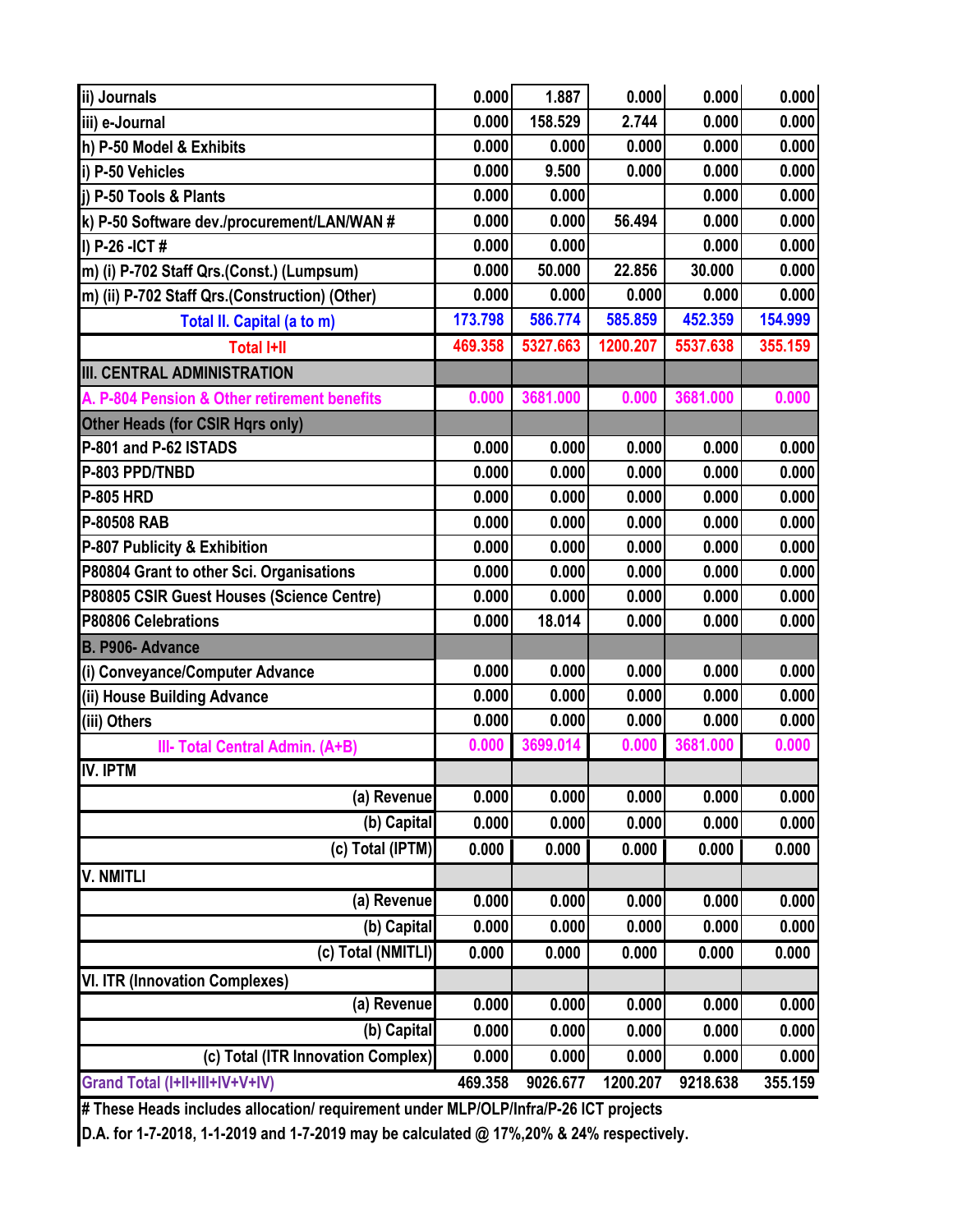| | | | | | |
|---|---|---|---|---|---|
| ii) Journals | 0.000 | 1.887 | 0.000 | 0.000 | 0.000 |
| iii) e-Journal | 0.000 | 158.529 | 2.744 | 0.000 | 0.000 |
| h) P-50 Model & Exhibits | 0.000 | 0.000 | 0.000 | 0.000 | 0.000 |
| i) P-50 Vehicles | 0.000 | 9.500 | 0.000 | 0.000 | 0.000 |
| j) P-50 Tools & Plants | 0.000 | 0.000 | | 0.000 | 0.000 |
| k) P-50 Software dev./procurement/LAN/WAN # | 0.000 | 0.000 | 56.494 | 0.000 | 0.000 |
| l) P-26 -ICT # | 0.000 | 0.000 | | 0.000 | 0.000 |
| m) (i) P-702 Staff Qrs.(Const.) (Lumpsum) | 0.000 | 50.000 | 22.856 | 30.000 | 0.000 |
| m) (ii) P-702 Staff Qrs.(Construction) (Other) | 0.000 | 0.000 | 0.000 | 0.000 | 0.000 |
| Total II. Capital (a to m) | 173.798 | 586.774 | 585.859 | 452.359 | 154.999 |
| Total I+II | 469.358 | 5327.663 | 1200.207 | 5537.638 | 355.159 |
| III. CENTRAL ADMINISTRATION | | | | | |
| A. P-804 Pension & Other retirement benefits | 0.000 | 3681.000 | 0.000 | 3681.000 | 0.000 |
| Other Heads (for CSIR Hqrs only) | | | | | |
| P-801 and P-62 ISTADS | 0.000 | 0.000 | 0.000 | 0.000 | 0.000 |
| P-803 PPD/TNBD | 0.000 | 0.000 | 0.000 | 0.000 | 0.000 |
| P-805 HRD | 0.000 | 0.000 | 0.000 | 0.000 | 0.000 |
| P-80508 RAB | 0.000 | 0.000 | 0.000 | 0.000 | 0.000 |
| P-807 Publicity & Exhibition | 0.000 | 0.000 | 0.000 | 0.000 | 0.000 |
| P80804 Grant to other Sci. Organisations | 0.000 | 0.000 | 0.000 | 0.000 | 0.000 |
| P80805 CSIR Guest Houses (Science Centre) | 0.000 | 0.000 | 0.000 | 0.000 | 0.000 |
| P80806 Celebrations | 0.000 | 18.014 | 0.000 | 0.000 | 0.000 |
| B. P906- Advance | | | | | |
| (i) Conveyance/Computer Advance | 0.000 | 0.000 | 0.000 | 0.000 | 0.000 |
| (ii) House Building Advance | 0.000 | 0.000 | 0.000 | 0.000 | 0.000 |
| (iii) Others | 0.000 | 0.000 | 0.000 | 0.000 | 0.000 |
| III- Total Central Admin. (A+B) | 0.000 | 3699.014 | 0.000 | 3681.000 | 0.000 |
| IV. IPTM | | | | | |
| (a) Revenue | 0.000 | 0.000 | 0.000 | 0.000 | 0.000 |
| (b) Capital | 0.000 | 0.000 | 0.000 | 0.000 | 0.000 |
| (c) Total (IPTM) | 0.000 | 0.000 | 0.000 | 0.000 | 0.000 |
| V. NMITLI | | | | | |
| (a) Revenue | 0.000 | 0.000 | 0.000 | 0.000 | 0.000 |
| (b) Capital | 0.000 | 0.000 | 0.000 | 0.000 | 0.000 |
| (c) Total (NMITLI) | 0.000 | 0.000 | 0.000 | 0.000 | 0.000 |
| VI. ITR (Innovation Complexes) | | | | | |
| (a) Revenue | 0.000 | 0.000 | 0.000 | 0.000 | 0.000 |
| (b) Capital | 0.000 | 0.000 | 0.000 | 0.000 | 0.000 |
| (c) Total (ITR Innovation Complex) | 0.000 | 0.000 | 0.000 | 0.000 | 0.000 |
| Grand Total (I+II+III+IV+V+IV) | 469.358 | 9026.677 | 1200.207 | 9218.638 | 355.159 |

# These Heads includes allocation/ requirement under MLP/OLP/Infra/P-26 ICT projects

D.A. for 1-7-2018, 1-1-2019 and 1-7-2019 may be calculated @ 17%,20% & 24% respectively.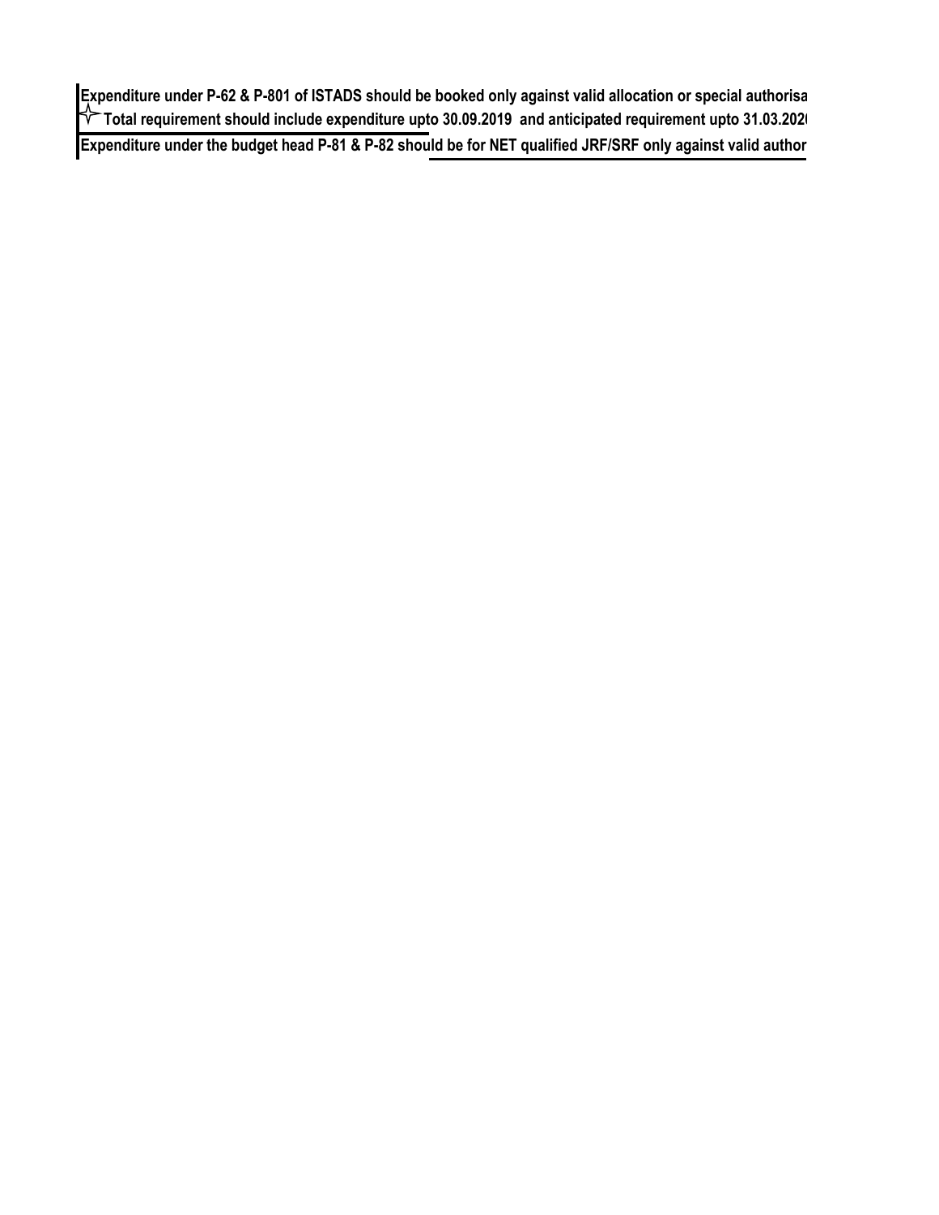**Expenditure under P-62 & P-801 of ISTADS should be booked only against valid allocation or special authorisa**

✧ **Total requirement should include expenditure upto 30.09.2019 and anticipated requirement upto 31.03.202**

**Expenditure under the budget head P-81 & P-82 should be for NET qualified JRF/SRF only against valid author**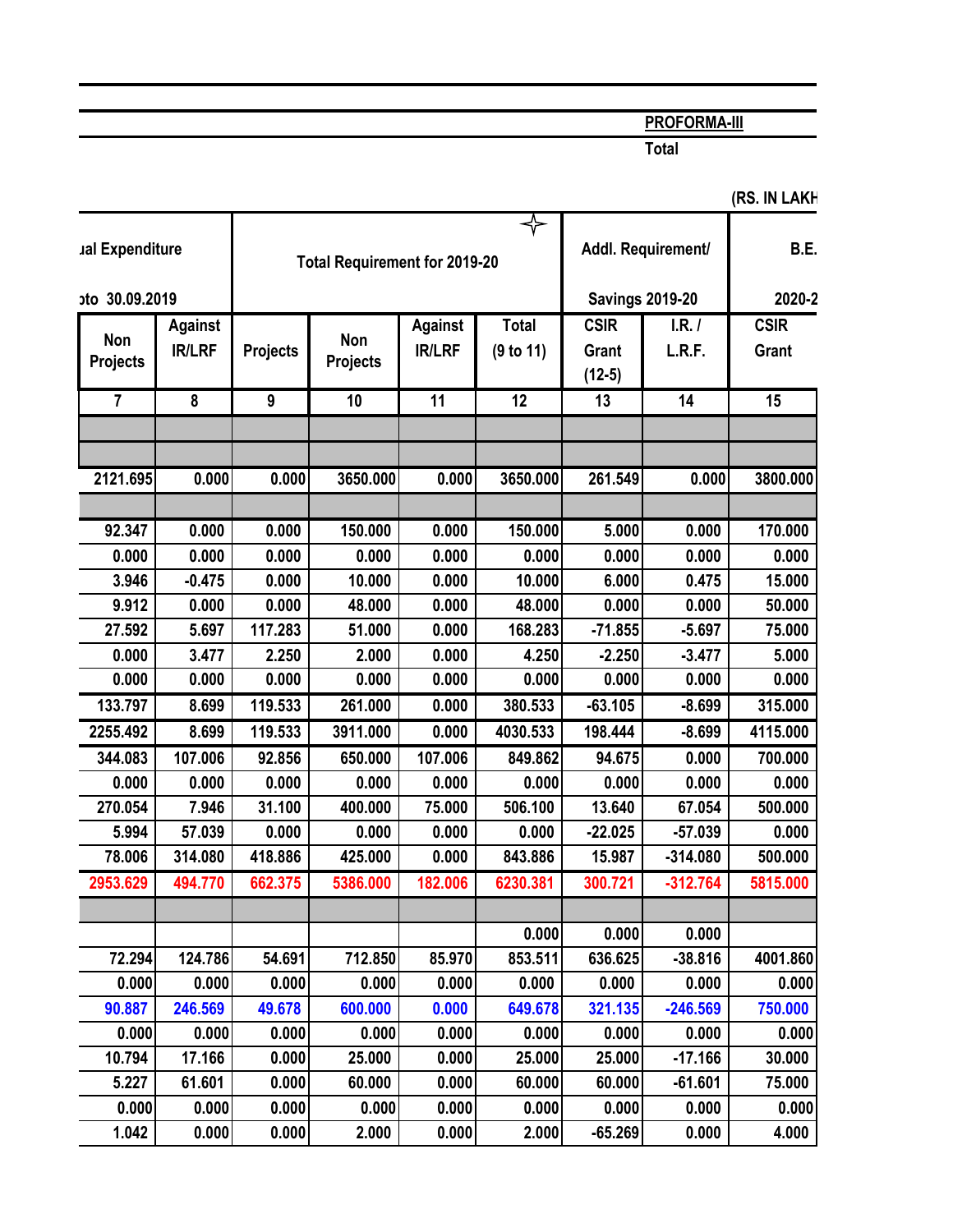PROFORMA-III

Total

(RS. IN LAKH

| ual Expenditure pto 30.09.2019 | | Total Requirement for 2019-20 | | | | Addl. Requirement/ Savings 2019-20 | | B.E. 2020-2 |
|---|---|---|---|---|---|---|---|---|
| Non Projects | Against IR/LRF | Projects | Non Projects | Against IR/LRF | Total (9 to 11) | CSIR Grant (12-5) | I.R. / L.R.F. | CSIR Grant |
| 7 | 8 | 9 | 10 | 11 | 12 | 13 | 14 | 15 |
| | | | | | | | | |
| | | | | | | | | |
| 2121.695 | 0.000 | 0.000 | 3650.000 | 0.000 | 3650.000 | 261.549 | 0.000 | 3800.000 |
| | | | | | | | | |
| 92.347 | 0.000 | 0.000 | 150.000 | 0.000 | 150.000 | 5.000 | 0.000 | 170.000 |
| 0.000 | 0.000 | 0.000 | 0.000 | 0.000 | 0.000 | 0.000 | 0.000 | 0.000 |
| 3.946 | -0.475 | 0.000 | 10.000 | 0.000 | 10.000 | 6.000 | 0.475 | 15.000 |
| 9.912 | 0.000 | 0.000 | 48.000 | 0.000 | 48.000 | 0.000 | 0.000 | 50.000 |
| 27.592 | 5.697 | 117.283 | 51.000 | 0.000 | 168.283 | -71.855 | -5.697 | 75.000 |
| 0.000 | 3.477 | 2.250 | 2.000 | 0.000 | 4.250 | -2.250 | -3.477 | 5.000 |
| 0.000 | 0.000 | 0.000 | 0.000 | 0.000 | 0.000 | 0.000 | 0.000 | 0.000 |
| 133.797 | 8.699 | 119.533 | 261.000 | 0.000 | 380.533 | -63.105 | -8.699 | 315.000 |
| 2255.492 | 8.699 | 119.533 | 3911.000 | 0.000 | 4030.533 | 198.444 | -8.699 | 4115.000 |
| 344.083 | 107.006 | 92.856 | 650.000 | 107.006 | 849.862 | 94.675 | 0.000 | 700.000 |
| 0.000 | 0.000 | 0.000 | 0.000 | 0.000 | 0.000 | 0.000 | 0.000 | 0.000 |
| 270.054 | 7.946 | 31.100 | 400.000 | 75.000 | 506.100 | 13.640 | 67.054 | 500.000 |
| 5.994 | 57.039 | 0.000 | 0.000 | 0.000 | 0.000 | -22.025 | -57.039 | 0.000 |
| 78.006 | 314.080 | 418.886 | 425.000 | 0.000 | 843.886 | 15.987 | -314.080 | 500.000 |
| 2953.629 | 494.770 | 662.375 | 5386.000 | 182.006 | 6230.381 | 300.721 | -312.764 | 5815.000 |
| | | | | | | | | |
| | | | | | 0.000 | 0.000 | 0.000 | |
| 72.294 | 124.786 | 54.691 | 712.850 | 85.970 | 853.511 | 636.625 | -38.816 | 4001.860 |
| 0.000 | 0.000 | 0.000 | 0.000 | 0.000 | 0.000 | 0.000 | 0.000 | 0.000 |
| 90.887 | 246.569 | 49.678 | 600.000 | 0.000 | 649.678 | 321.135 | -246.569 | 750.000 |
| 0.000 | 0.000 | 0.000 | 0.000 | 0.000 | 0.000 | 0.000 | 0.000 | 0.000 |
| 10.794 | 17.166 | 0.000 | 25.000 | 0.000 | 25.000 | 25.000 | -17.166 | 30.000 |
| 5.227 | 61.601 | 0.000 | 60.000 | 0.000 | 60.000 | 60.000 | -61.601 | 75.000 |
| 0.000 | 0.000 | 0.000 | 0.000 | 0.000 | 0.000 | 0.000 | 0.000 | 0.000 |
| 1.042 | 0.000 | 0.000 | 2.000 | 0.000 | 2.000 | -65.269 | 0.000 | 4.000 |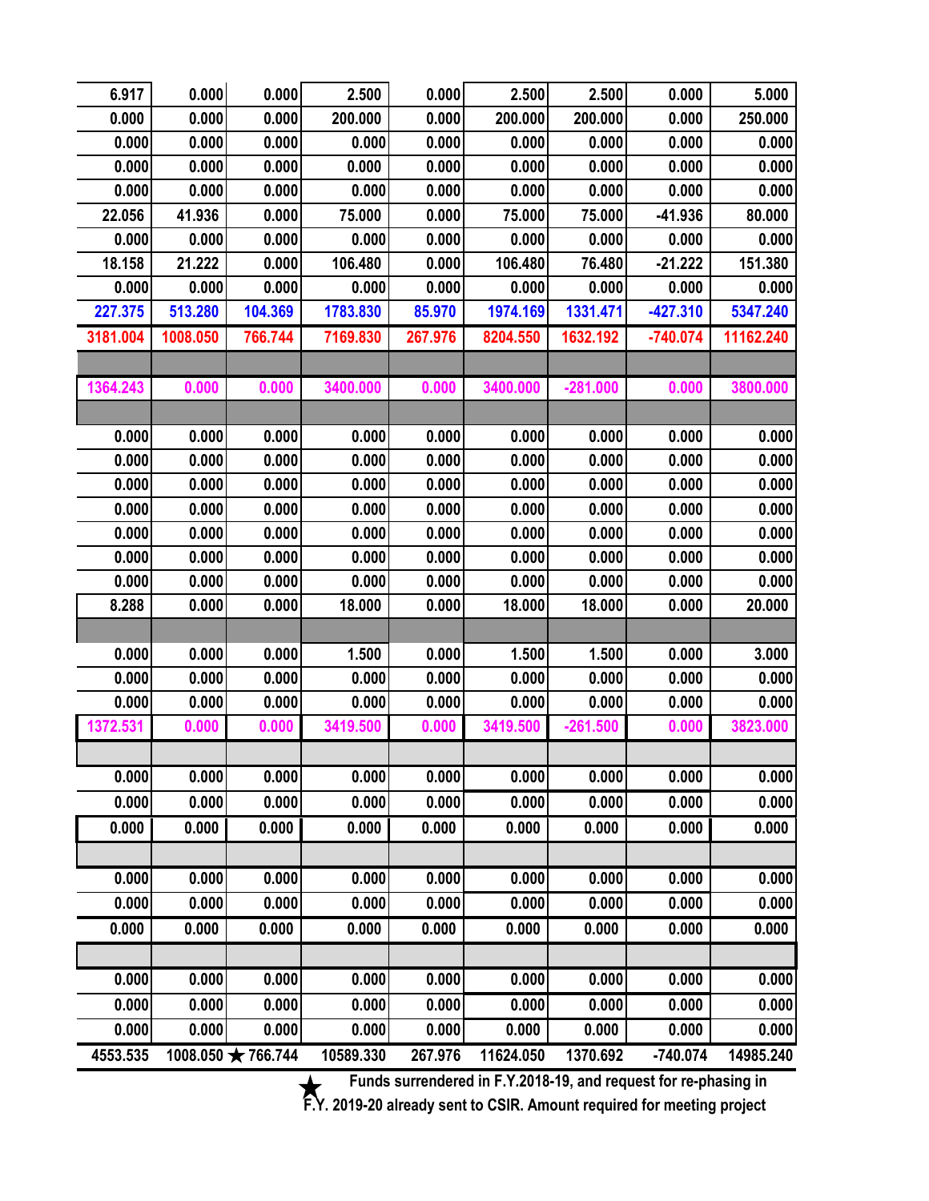| | | | | | | | | |
|---|---|---|---|---|---|---|---|---|
| 6.917 | 0.000 | 0.000 | 2.500 | 0.000 | 2.500 | 2.500 | 0.000 | 5.000 |
| 0.000 | 0.000 | 0.000 | 200.000 | 0.000 | 200.000 | 200.000 | 0.000 | 250.000 |
| 0.000 | 0.000 | 0.000 | 0.000 | 0.000 | 0.000 | 0.000 | 0.000 | 0.000 |
| 0.000 | 0.000 | 0.000 | 0.000 | 0.000 | 0.000 | 0.000 | 0.000 | 0.000 |
| 0.000 | 0.000 | 0.000 | 0.000 | 0.000 | 0.000 | 0.000 | 0.000 | 0.000 |
| 22.056 | 41.936 | 0.000 | 75.000 | 0.000 | 75.000 | 75.000 | -41.936 | 80.000 |
| 0.000 | 0.000 | 0.000 | 0.000 | 0.000 | 0.000 | 0.000 | 0.000 | 0.000 |
| 18.158 | 21.222 | 0.000 | 106.480 | 0.000 | 106.480 | 76.480 | -21.222 | 151.380 |
| 0.000 | 0.000 | 0.000 | 0.000 | 0.000 | 0.000 | 0.000 | 0.000 | 0.000 |
| 227.375 | 513.280 | 104.369 | 1783.830 | 85.970 | 1974.169 | 1331.471 | -427.310 | 5347.240 |
| 3181.004 | 1008.050 | 766.744 | 7169.830 | 267.976 | 8204.550 | 1632.192 | -740.074 | 11162.240 |
| | | | | | | | | |
| 1364.243 | 0.000 | 0.000 | 3400.000 | 0.000 | 3400.000 | -281.000 | 0.000 | 3800.000 |
| | | | | | | | | |
| 0.000 | 0.000 | 0.000 | 0.000 | 0.000 | 0.000 | 0.000 | 0.000 | 0.000 |
| 0.000 | 0.000 | 0.000 | 0.000 | 0.000 | 0.000 | 0.000 | 0.000 | 0.000 |
| 0.000 | 0.000 | 0.000 | 0.000 | 0.000 | 0.000 | 0.000 | 0.000 | 0.000 |
| 0.000 | 0.000 | 0.000 | 0.000 | 0.000 | 0.000 | 0.000 | 0.000 | 0.000 |
| 0.000 | 0.000 | 0.000 | 0.000 | 0.000 | 0.000 | 0.000 | 0.000 | 0.000 |
| 0.000 | 0.000 | 0.000 | 0.000 | 0.000 | 0.000 | 0.000 | 0.000 | 0.000 |
| 0.000 | 0.000 | 0.000 | 0.000 | 0.000 | 0.000 | 0.000 | 0.000 | 0.000 |
| 8.288 | 0.000 | 0.000 | 18.000 | 0.000 | 18.000 | 18.000 | 0.000 | 20.000 |
| | | | | | | | | |
| 0.000 | 0.000 | 0.000 | 1.500 | 0.000 | 1.500 | 1.500 | 0.000 | 3.000 |
| 0.000 | 0.000 | 0.000 | 0.000 | 0.000 | 0.000 | 0.000 | 0.000 | 0.000 |
| 0.000 | 0.000 | 0.000 | 0.000 | 0.000 | 0.000 | 0.000 | 0.000 | 0.000 |
| 1372.531 | 0.000 | 0.000 | 3419.500 | 0.000 | 3419.500 | -261.500 | 0.000 | 3823.000 |
| | | | | | | | | |
| 0.000 | 0.000 | 0.000 | 0.000 | 0.000 | 0.000 | 0.000 | 0.000 | 0.000 |
| 0.000 | 0.000 | 0.000 | 0.000 | 0.000 | 0.000 | 0.000 | 0.000 | 0.000 |
| 0.000 | 0.000 | 0.000 | 0.000 | 0.000 | 0.000 | 0.000 | 0.000 | 0.000 |
| | | | | | | | | |
| 0.000 | 0.000 | 0.000 | 0.000 | 0.000 | 0.000 | 0.000 | 0.000 | 0.000 |
| 0.000 | 0.000 | 0.000 | 0.000 | 0.000 | 0.000 | 0.000 | 0.000 | 0.000 |
| 0.000 | 0.000 | 0.000 | 0.000 | 0.000 | 0.000 | 0.000 | 0.000 | 0.000 |
| | | | | | | | | |
| 0.000 | 0.000 | 0.000 | 0.000 | 0.000 | 0.000 | 0.000 | 0.000 | 0.000 |
| 0.000 | 0.000 | 0.000 | 0.000 | 0.000 | 0.000 | 0.000 | 0.000 | 0.000 |
| 0.000 | 0.000 | 0.000 | 0.000 | 0.000 | 0.000 | 0.000 | 0.000 | 0.000 |
| 4553.535 | 1008.050 ★ | 766.744 | 10589.330 | 267.976 | 11624.050 | 1370.692 | -740.074 | 14985.240 |

★ Funds surrendered in F.Y.2018-19, and request for re-phasing in F.Y. 2019-20 already sent to CSIR. Amount required for meeting project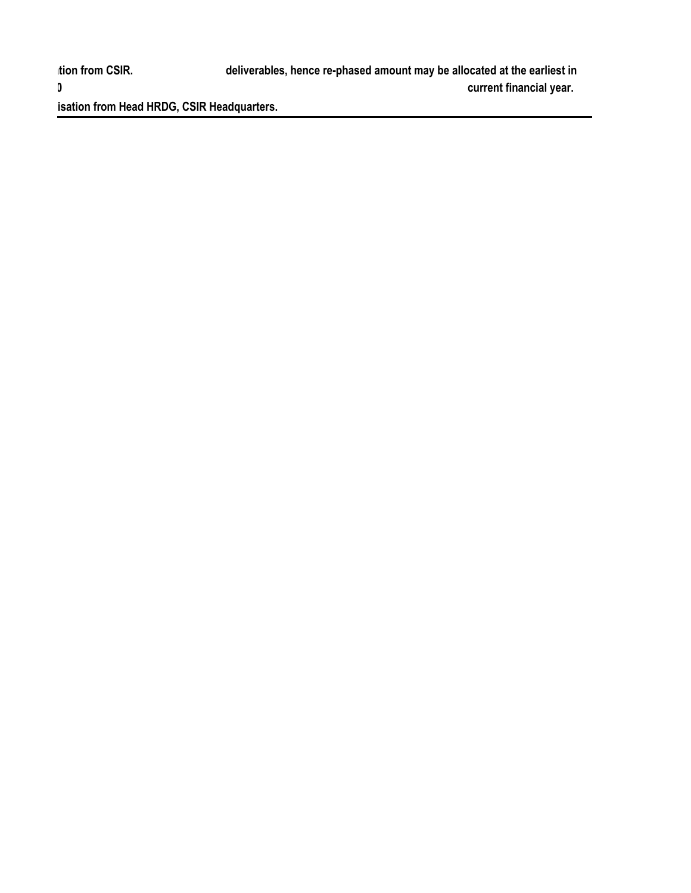| | |
|---|---|
| ation from CSIR. | deliverables, hence re-phased amount may be allocated at the earliest in |
| 0 | current financial year. |
| isation from Head HRDG, CSIR Headquarters. | |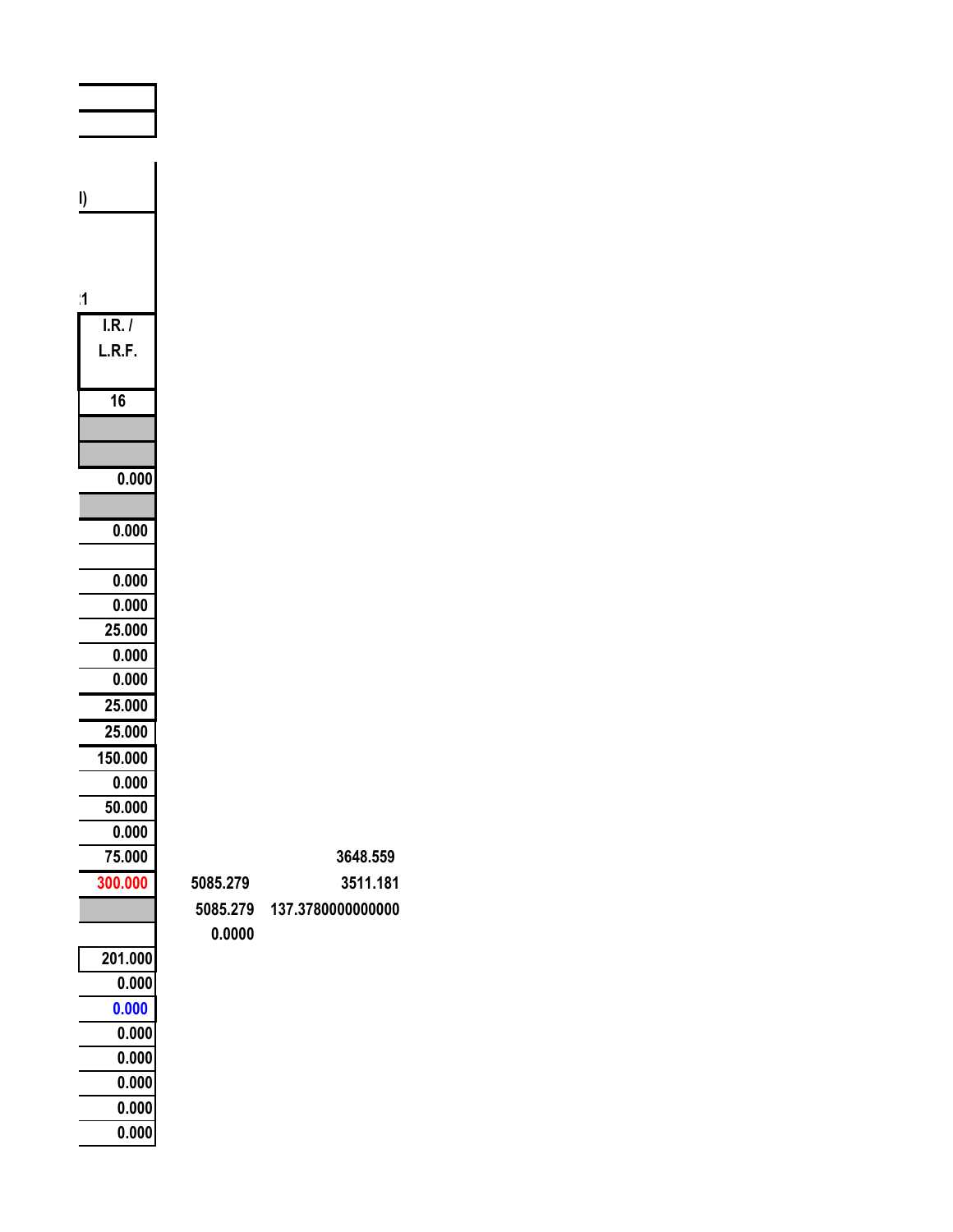l)

:1

| I.R. / L.R.F. | | |
|---|---|---|
| 16 | | |
| | | |
| | | |
| 0.000 | | |
| | | |
| 0.000 | | |
| | | |
| 0.000 | | |
| 0.000 | | |
| 25.000 | | |
| 0.000 | | |
| 0.000 | | |
| 25.000 | | |
| 25.000 | | |
| 150.000 | | |
| 0.000 | | |
| 50.000 | | |
| 0.000 | | |
| 75.000 | | 3648.559 |
| 300.000 | 5085.279 | 3511.181 |
| | 5085.279 | 137.3780000000000 |
| | 0.0000 | |
| 201.000 | | |
| 0.000 | | |
| 0.000 | | |
| 0.000 | | |
| 0.000 | | |
| 0.000 | | |
| 0.000 | | |
| 0.000 | | |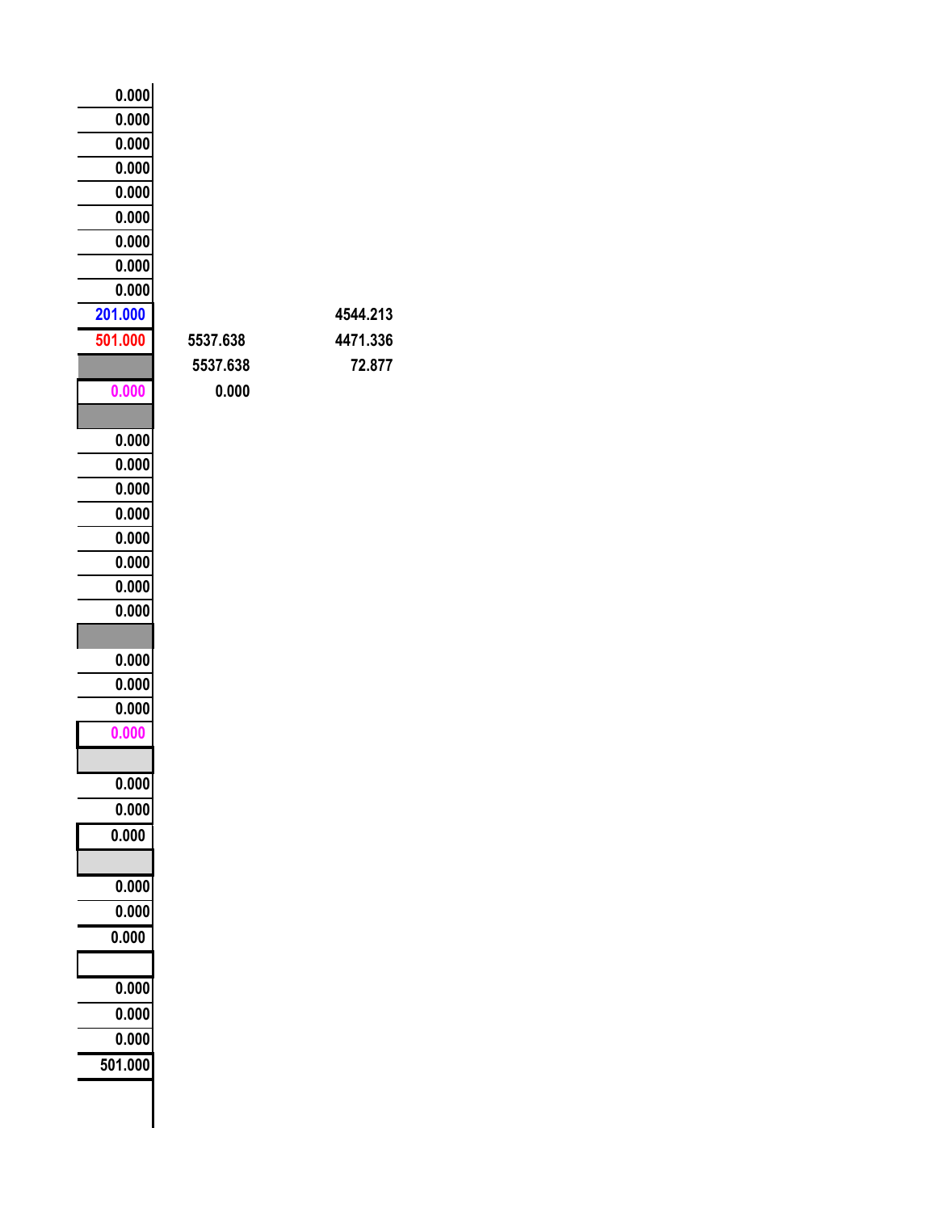| | | |
|---|---|---|
| 0.000 | | |
| 0.000 | | |
| 0.000 | | |
| 0.000 | | |
| 0.000 | | |
| 0.000 | | |
| 0.000 | | |
| 0.000 | | |
| 0.000 | | |
| 201.000 | | 4544.213 |
| 501.000 | 5537.638 | 4471.336 |
| | 5537.638 | 72.877 |
| 0.000 | 0.000 | |
| | | |
| 0.000 | | |
| 0.000 | | |
| 0.000 | | |
| 0.000 | | |
| 0.000 | | |
| 0.000 | | |
| 0.000 | | |
| 0.000 | | |
| | | |
| 0.000 | | |
| 0.000 | | |
| 0.000 | | |
| 0.000 | | |
| | | |
| 0.000 | | |
| 0.000 | | |
| 0.000 | | |
| | | |
| 0.000 | | |
| 0.000 | | |
| 0.000 | | |
| | | |
| 0.000 | | |
| 0.000 | | |
| 0.000 | | |
| 501.000 | | |